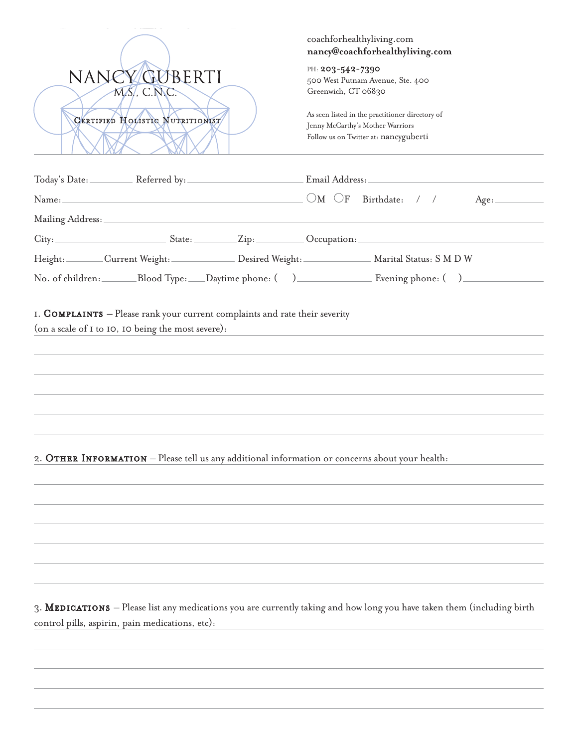# NANCY GUBERTI

M.S., C.N.C.

CERTIFIED HOLISTIC NUTRITIONIST

coachforhealthyliving.com
**nancy@coachforhealthyliving.com**

PH: **203-542-7390**
500 West Putnam Avenue, Ste. 400
Greenwich, CT 06830

As seen listed in the practitioner directory of
Jenny McCarthy's Mother Warriors
Follow us on Twitter at: nancyguberti

---

Today's Date: __________ Referred by: ______________________ Email Address: ______________________

Name: ______________________________________ ○M ○F Birthdate: / / Age: __________

Mailing Address: ______________________________________________________________

City: ______________ State: ________ Zip: ________ Occupation: ______________________

Height: ________ Current Weight: ____________ Desired Weight: ____________ Marital Status: S M D W

No. of children: ________ Blood Type: ____ Daytime phone: ( ) ______________ Evening phone: ( ) ______________

1. **COMPLAINTS** – Please rank your current complaints and rate their severity (on a scale of 1 to 10, 10 being the most severe):

______________________________________________________________

______________________________________________________________

______________________________________________________________

______________________________________________________________

______________________________________________________________

2. **OTHER INFORMATION** – Please tell us any additional information or concerns about your health:

______________________________________________________________

______________________________________________________________

______________________________________________________________

______________________________________________________________

______________________________________________________________

______________________________________________________________

3. **MEDICATIONS** – Please list any medications you are currently taking and how long you have taken them (including birth control pills, aspirin, pain medications, etc):

______________________________________________________________

______________________________________________________________

______________________________________________________________

______________________________________________________________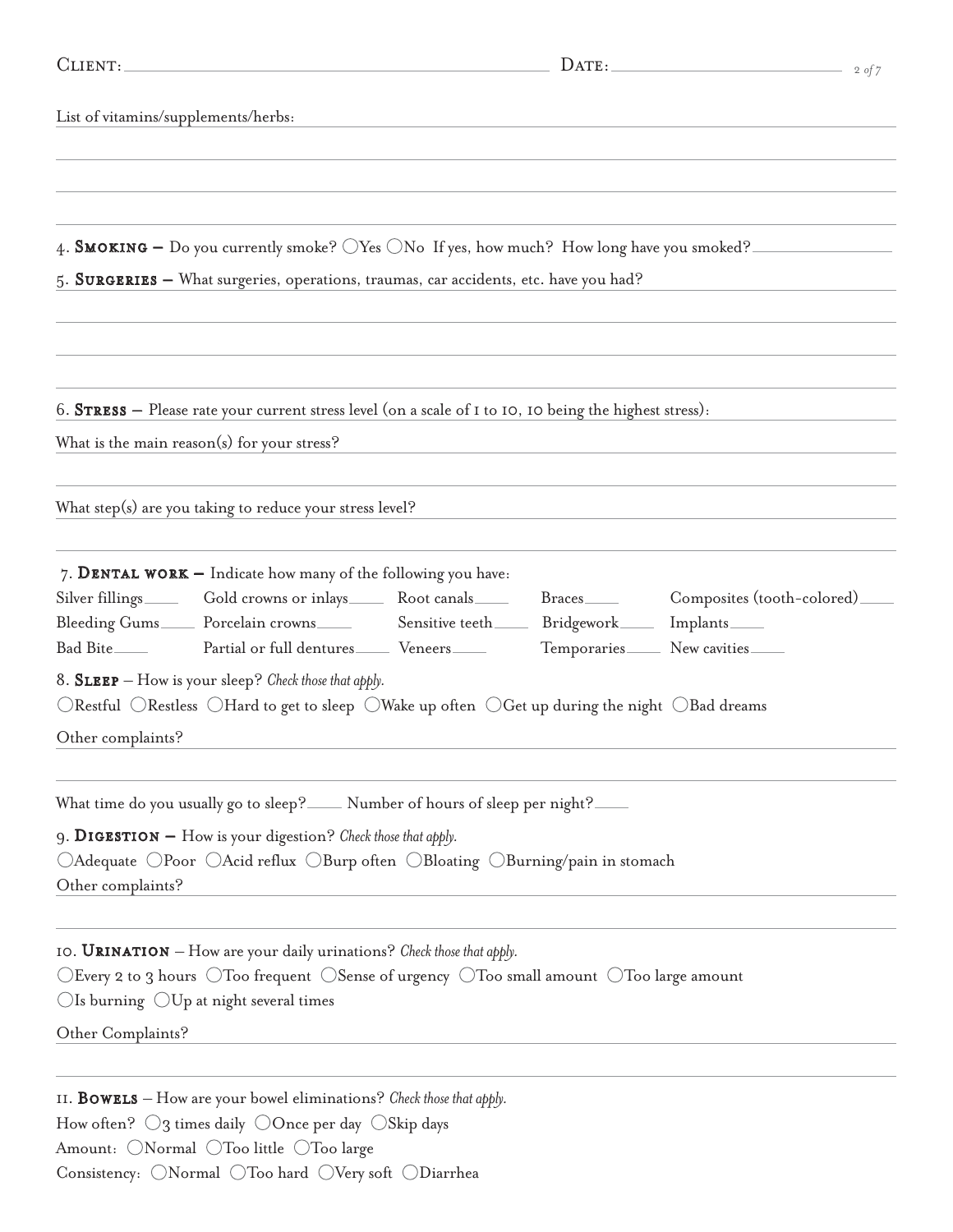Client: \_\_\_\_\_\_\_\_\_\_\_\_\_\_\_\_\_\_\_\_ Date: \_\_\_\_\_\_\_\_\_\_\_\_\_\_\_\_\_\_\_\_

List of vitamins/supplements/herbs:

4. **Smoking –** Do you currently smoke? ◯Yes ◯No If yes, how much? How long have you smoked?

5. **Surgeries –** What surgeries, operations, traumas, car accidents, etc. have you had?

6. **Stress –** Please rate your current stress level (on a scale of 1 to 10, 10 being the highest stress):

What is the main reason(s) for your stress?

What step(s) are you taking to reduce your stress level?

7. **Dental work –** Indicate how many of the following you have:

| | | | | |
|---|---|---|---|---|
| Silver fillings\_\_\_\_ | Gold crowns or inlays\_\_\_\_ | Root canals\_\_\_\_ | Braces\_\_\_\_ | Composites (tooth-colored)\_\_\_\_ |
| Bleeding Gums\_\_\_\_ | Porcelain crowns\_\_\_\_ | Sensitive teeth\_\_\_\_ | Bridgework\_\_\_\_ | Implants\_\_\_\_ |
| Bad Bite\_\_\_\_ | Partial or full dentures\_\_\_\_ | Veneers\_\_\_\_ | Temporaries\_\_\_\_ | New cavities\_\_\_\_ |

8. **Sleep** – How is your sleep? *Check those that apply.*

◯Restful ◯Restless ◯Hard to get to sleep ◯Wake up often ◯Get up during the night ◯Bad dreams

Other complaints?

What time do you usually go to sleep?\_\_\_\_ Number of hours of sleep per night?\_\_\_\_

9. **Digestion –** How is your digestion? *Check those that apply.*

◯Adequate ◯Poor ◯Acid reflux ◯Burp often ◯Bloating ◯Burning/pain in stomach

Other complaints?

10. **Urination** – How are your daily urinations? *Check those that apply.*

◯Every 2 to 3 hours ◯Too frequent ◯Sense of urgency ◯Too small amount ◯Too large amount

◯Is burning ◯Up at night several times

Other Complaints?

11. **Bowels** – How are your bowel eliminations? *Check those that apply.*

How often? ◯3 times daily ◯Once per day ◯Skip days

Amount: ◯Normal ◯Too little ◯Too large

Consistency: ◯Normal ◯Too hard ◯Very soft ◯Diarrhea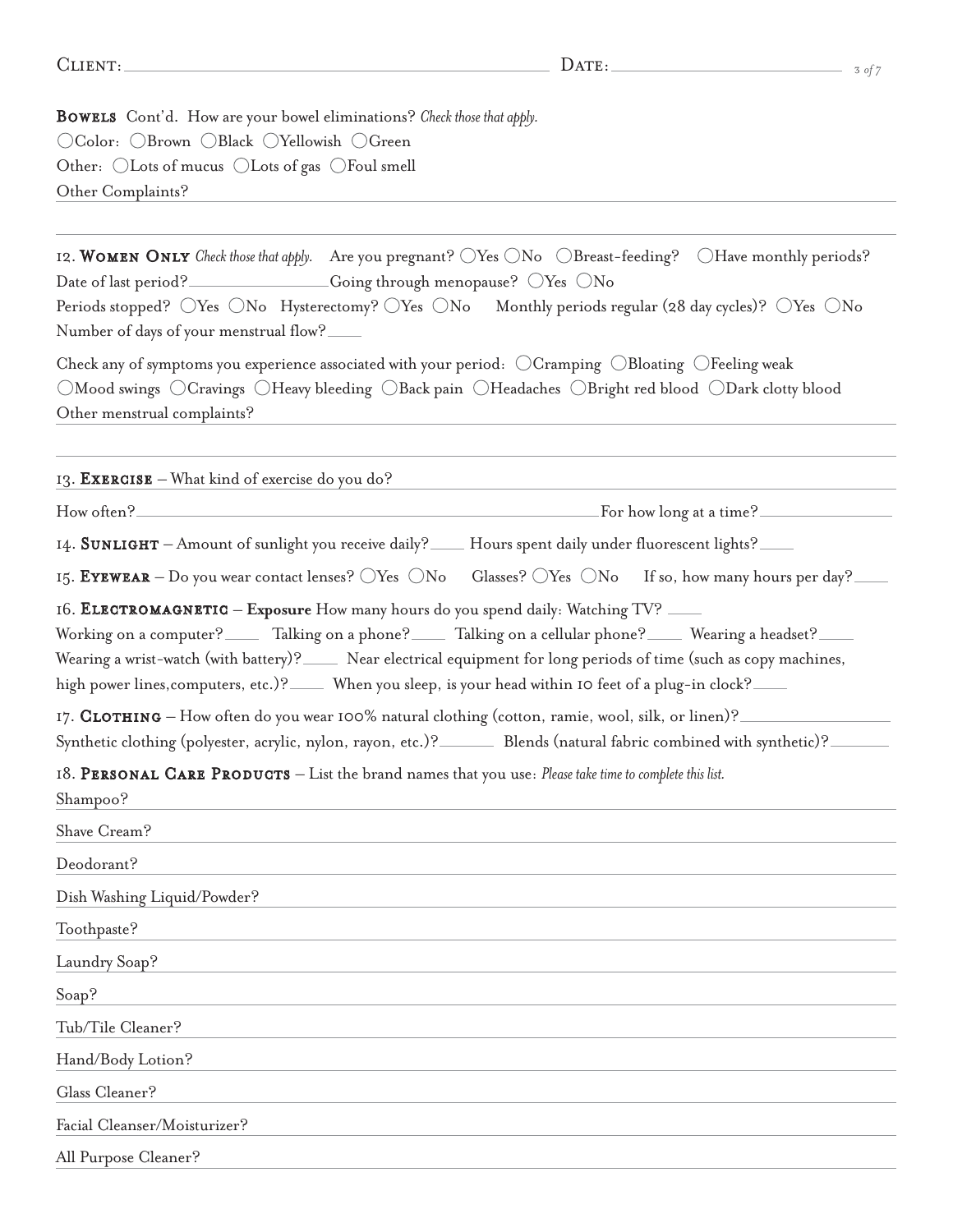Client: ________________________________ Date: ________________

**Bowels** Cont'd. How are your bowel eliminations? *Check those that apply.*

○Color: ○Brown ○Black ○Yellowish ○Green

Other: ○Lots of mucus ○Lots of gas ○Foul smell

Other Complaints? ________________________________

________________________________

12. **Women Only** *Check those that apply.* Are you pregnant? ○Yes ○No ○Breast-feeding? ○Have monthly periods?

Date of last period? ____________ Going through menopause? ○Yes ○No

Periods stopped? ○Yes ○No Hysterectomy? ○Yes ○No Monthly periods regular (28 day cycles)? ○Yes ○No

Number of days of your menstrual flow? ____

Check any of symptoms you experience associated with your period: ○Cramping ○Bloating ○Feeling weak ○Mood swings ○Cravings ○Heavy bleeding ○Back pain ○Headaches ○Bright red blood ○Dark clotty blood

Other menstrual complaints? ________________________________

________________________________

13. **Exercise** – What kind of exercise do you do? ________________________________

How often? ________________________________ For how long at a time? ____________

14. **Sunlight** – Amount of sunlight you receive daily? ____ Hours spent daily under fluorescent lights? ____

15. **Eyewear** – Do you wear contact lenses? ○Yes ○No Glasses? ○Yes ○No If so, how many hours per day? ____

16. **Electromagnetic** – **Exposure** How many hours do you spend daily: Watching TV? ____

Working on a computer? ____ Talking on a phone? ____ Talking on a cellular phone? ____ Wearing a headset? ____

Wearing a wrist-watch (with battery)? ____ Near electrical equipment for long periods of time (such as copy machines, high power lines, computers, etc.)? ____ When you sleep, is your head within 10 feet of a plug-in clock? ____

17. **Clothing** – How often do you wear 100% natural clothing (cotton, ramie, wool, silk, or linen)? ____________

Synthetic clothing (polyester, acrylic, nylon, rayon, etc.)? ________ Blends (natural fabric combined with synthetic)? ________

18. **Personal Care Products** – List the brand names that you use: *Please take time to complete this list.*

Shampoo? ________________________________

Shave Cream? ________________________________

Deodorant? ________________________________

Dish Washing Liquid/Powder? ________________________________

Toothpaste? ________________________________

Laundry Soap? ________________________________

Soap? ________________________________

Tub/Tile Cleaner? ________________________________

Hand/Body Lotion? ________________________________

Glass Cleaner? ________________________________

Facial Cleanser/Moisturizer? ________________________________

All Purpose Cleaner? ________________________________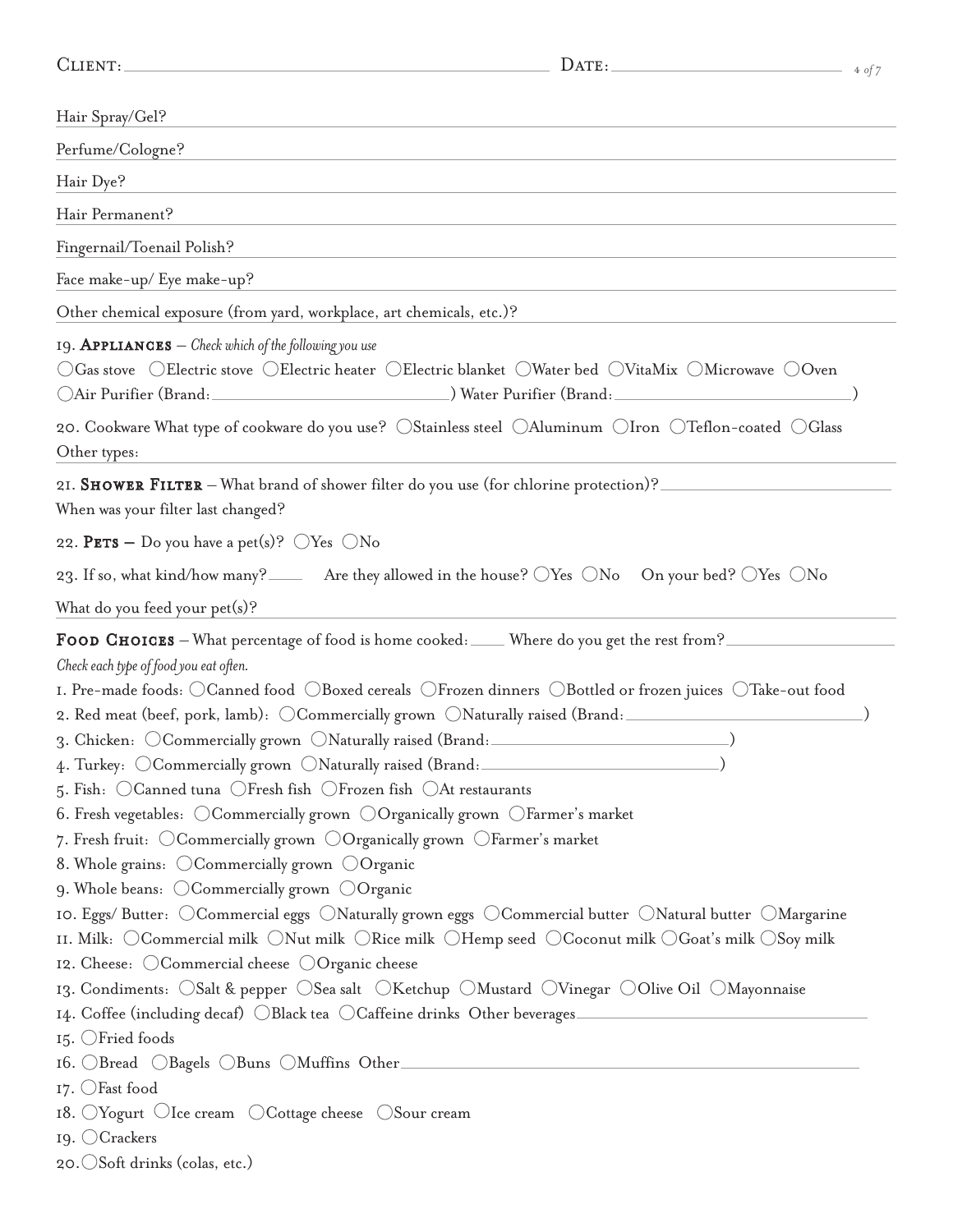Client: \_\_\_\_\_\_\_\_\_\_\_\_\_\_\_\_\_\_\_\_ Date: \_\_\_\_\_\_\_\_\_\_\_\_\_\_\_\_\_\_\_\_

Hair Spray/Gel?

Perfume/Cologne?

Hair Dye?

Hair Permanent?

Fingernail/Toenail Polish?

Face make-up/ Eye make-up?

Other chemical exposure (from yard, workplace, art chemicals, etc.)?

19. **Appliances** – *Check which of the following you use*

◯Gas stove ◯Electric stove ◯Electric heater ◯Electric blanket ◯Water bed ◯VitaMix ◯Microwave ◯Oven
◯Air Purifier (Brand: \_\_\_\_\_\_\_\_\_\_\_\_\_\_\_\_\_\_\_\_) Water Purifier (Brand: \_\_\_\_\_\_\_\_\_\_\_\_\_\_\_\_\_\_\_\_)

20. Cookware What type of cookware do you use? ◯Stainless steel ◯Aluminum ◯Iron ◯Teflon-coated ◯Glass
Other types:

21. **Shower Filter** – What brand of shower filter do you use (for chlorine protection)? \_\_\_\_\_\_\_\_\_\_\_\_\_\_\_\_\_\_\_\_
When was your filter last changed?

22. **Pets** – Do you have a pet(s)? ◯Yes ◯No

23. If so, what kind/how many? \_\_\_\_ Are they allowed in the house? ◯Yes ◯No On your bed? ◯Yes ◯No

What do you feed your pet(s)?

**Food Choices** – What percentage of food is home cooked: \_\_\_\_ Where do you get the rest from? \_\_\_\_\_\_\_\_\_\_\_\_\_\_\_\_\_\_\_\_

*Check each type of food you eat often.*

1. Pre-made foods: ◯Canned food ◯Boxed cereals ◯Frozen dinners ◯Bottled or frozen juices ◯Take-out food
2. Red meat (beef, pork, lamb): ◯Commercially grown ◯Naturally raised (Brand: \_\_\_\_\_\_\_\_\_\_\_\_\_\_\_\_\_\_\_\_)
3. Chicken: ◯Commercially grown ◯Naturally raised (Brand: \_\_\_\_\_\_\_\_\_\_\_\_\_\_\_\_\_\_\_\_)
4. Turkey: ◯Commercially grown ◯Naturally raised (Brand: \_\_\_\_\_\_\_\_\_\_\_\_\_\_\_\_\_\_\_\_)
5. Fish: ◯Canned tuna ◯Fresh fish ◯Frozen fish ◯At restaurants
6. Fresh vegetables: ◯Commercially grown ◯Organically grown ◯Farmer's market
7. Fresh fruit: ◯Commercially grown ◯Organically grown ◯Farmer's market
8. Whole grains: ◯Commercially grown ◯Organic
9. Whole beans: ◯Commercially grown ◯Organic
10. Eggs/ Butter: ◯Commercial eggs ◯Naturally grown eggs ◯Commercial butter ◯Natural butter ◯Margarine
11. Milk: ◯Commercial milk ◯Nut milk ◯Rice milk ◯Hemp seed ◯Coconut milk ◯Goat's milk ◯Soy milk
12. Cheese: ◯Commercial cheese ◯Organic cheese
13. Condiments: ◯Salt & pepper ◯Sea salt ◯Ketchup ◯Mustard ◯Vinegar ◯Olive Oil ◯Mayonnaise
14. Coffee (including decaf) ◯Black tea ◯Caffeine drinks Other beverages \_\_\_\_\_\_\_\_\_\_\_\_\_\_\_\_\_\_\_\_
15. ◯Fried foods
16. ◯Bread ◯Bagels ◯Buns ◯Muffins Other \_\_\_\_\_\_\_\_\_\_\_\_\_\_\_\_\_\_\_\_
17. ◯Fast food
18. ◯Yogurt ◯Ice cream ◯Cottage cheese ◯Sour cream
19. ◯Crackers
20. ◯Soft drinks (colas, etc.)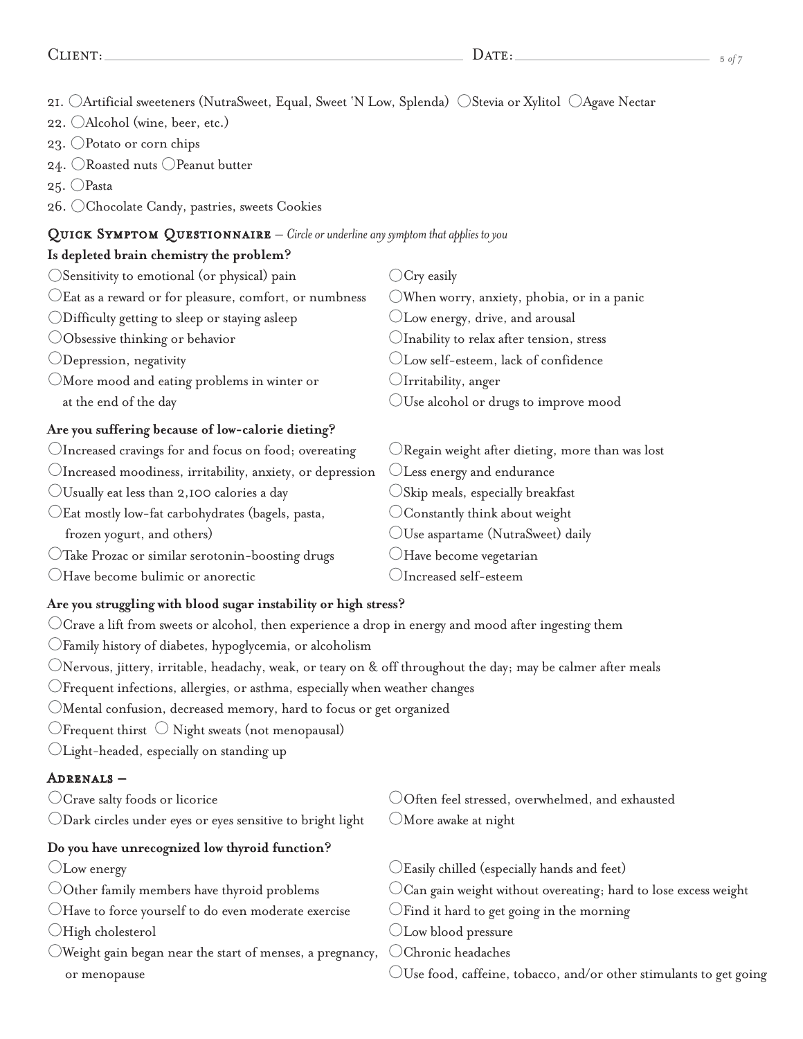Client: ______________________ Date: ______________________

21. ◯Artificial sweeteners (NutraSweet, Equal, Sweet 'N Low, Splenda) ◯Stevia or Xylitol ◯Agave Nectar
22. ◯Alcohol (wine, beer, etc.)
23. ◯Potato or corn chips
24. ◯Roasted nuts ◯Peanut butter
25. ◯Pasta
26. ◯Chocolate Candy, pastries, sweets Cookies

## Quick Symptom Questionnaire – *Circle or underline any symptom that applies to you*

**Is depleted brain chemistry the problem?**

- ◯Sensitivity to emotional (or physical) pain
- ◯Eat as a reward or for pleasure, comfort, or numbness
- ◯Difficulty getting to sleep or staying asleep
- ◯Obsessive thinking or behavior
- ◯Depression, negativity
- ◯More mood and eating problems in winter or at the end of the day
- ◯Cry easily
- ◯When worry, anxiety, phobia, or in a panic
- ◯Low energy, drive, and arousal
- ◯Inability to relax after tension, stress
- ◯Low self-esteem, lack of confidence
- ◯Irritability, anger
- ◯Use alcohol or drugs to improve mood

**Are you suffering because of low-calorie dieting?**

- ◯Increased cravings for and focus on food; overeating
- ◯Increased moodiness, irritability, anxiety, or depression
- ◯Usually eat less than 2,100 calories a day
- ◯Eat mostly low-fat carbohydrates (bagels, pasta, frozen yogurt, and others)
- ◯Take Prozac or similar serotonin-boosting drugs
- ◯Have become bulimic or anorectic
- ◯Regain weight after dieting, more than was lost
- ◯Less energy and endurance
- ◯Skip meals, especially breakfast
- ◯Constantly think about weight
- ◯Use aspartame (NutraSweet) daily
- ◯Have become vegetarian
- ◯Increased self-esteem

**Are you struggling with blood sugar instability or high stress?**

- ◯Crave a lift from sweets or alcohol, then experience a drop in energy and mood after ingesting them
- ◯Family history of diabetes, hypoglycemia, or alcoholism
- ◯Nervous, jittery, irritable, headachy, weak, or teary on & off throughout the day; may be calmer after meals
- ◯Frequent infections, allergies, or asthma, especially when weather changes
- ◯Mental confusion, decreased memory, hard to focus or get organized
- ◯Frequent thirst ◯ Night sweats (not menopausal)
- ◯Light-headed, especially on standing up

## Adrenals –

- ◯Crave salty foods or licorice
- ◯Dark circles under eyes or eyes sensitive to bright light
- ◯Often feel stressed, overwhelmed, and exhausted
- ◯More awake at night

**Do you have unrecognized low thyroid function?**

- ◯Low energy
- ◯Other family members have thyroid problems
- ◯Have to force yourself to do even moderate exercise
- ◯High cholesterol
- ◯Weight gain began near the start of menses, a pregnancy, or menopause
- ◯Easily chilled (especially hands and feet)
- ◯Can gain weight without overeating; hard to lose excess weight
- ◯Find it hard to get going in the morning
- ◯Low blood pressure
- ◯Chronic headaches
- ◯Use food, caffeine, tobacco, and/or other stimulants to get going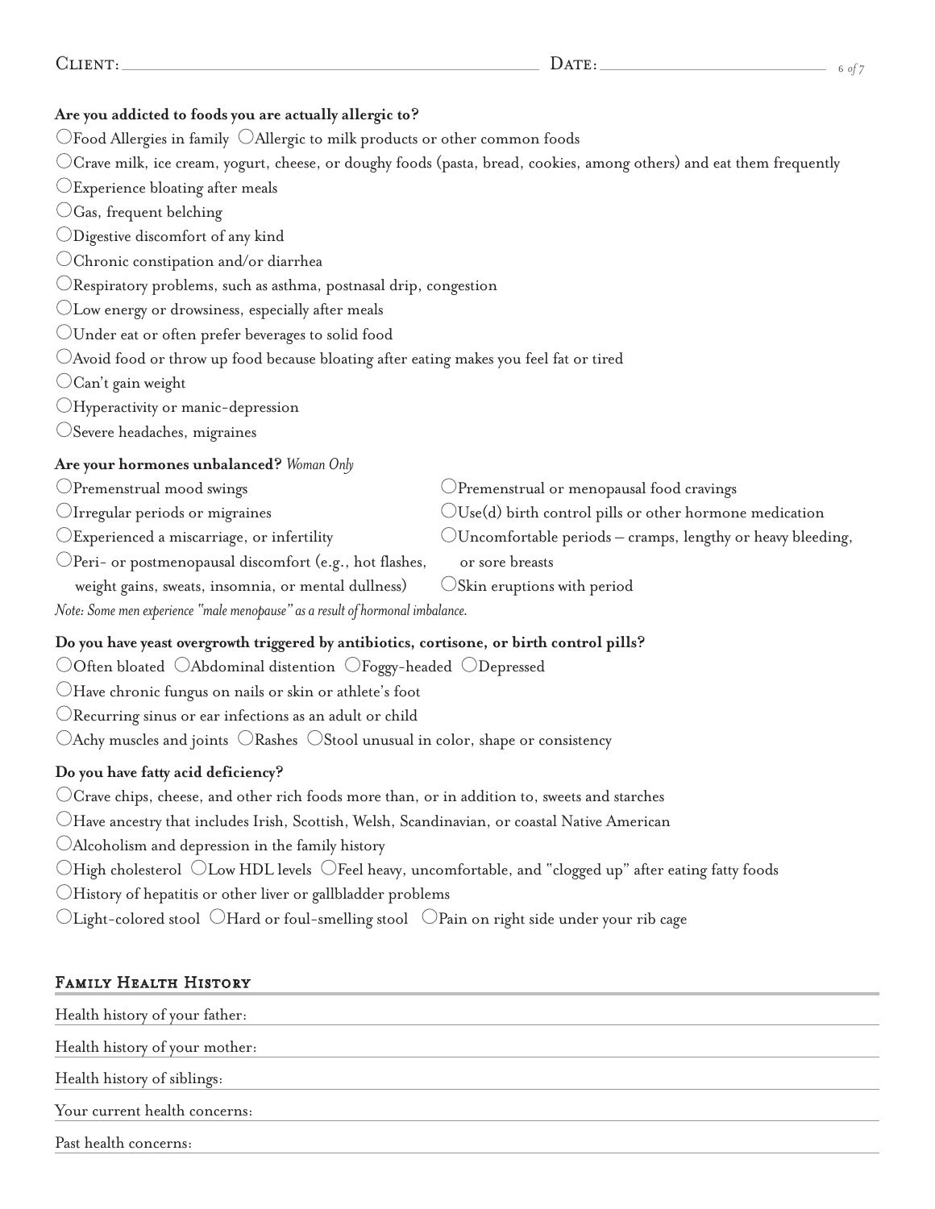Client: ______________________ Date: ______________________

**Are you addicted to foods you are actually allergic to?**

○ Food Allergies in family ○ Allergic to milk products or other common foods

○ Crave milk, ice cream, yogurt, cheese, or doughy foods (pasta, bread, cookies, among others) and eat them frequently

○ Experience bloating after meals

○ Gas, frequent belching

○ Digestive discomfort of any kind

○ Chronic constipation and/or diarrhea

○ Respiratory problems, such as asthma, postnasal drip, congestion

○ Low energy or drowsiness, especially after meals

○ Under eat or often prefer beverages to solid food

○ Avoid food or throw up food because bloating after eating makes you feel fat or tired

○ Can't gain weight

○ Hyperactivity or manic-depression

○ Severe headaches, migraines

**Are your hormones unbalanced?** *Woman Only*

○ Premenstrual mood swings

○ Irregular periods or migraines

○ Experienced a miscarriage, or infertility

○ Peri- or postmenopausal discomfort (e.g., hot flashes, weight gains, sweats, insomnia, or mental dullness)

○ Premenstrual or menopausal food cravings

○ Use(d) birth control pills or other hormone medication

○ Uncomfortable periods – cramps, lengthy or heavy bleeding, or sore breasts

○ Skin eruptions with period

*Note: Some men experience "male menopause" as a result of hormonal imbalance.*

**Do you have yeast overgrowth triggered by antibiotics, cortisone, or birth control pills?**

○ Often bloated ○ Abdominal distention ○ Foggy-headed ○ Depressed

○ Have chronic fungus on nails or skin or athlete's foot

○ Recurring sinus or ear infections as an adult or child

○ Achy muscles and joints ○ Rashes ○ Stool unusual in color, shape or consistency

**Do you have fatty acid deficiency?**

○ Crave chips, cheese, and other rich foods more than, or in addition to, sweets and starches

○ Have ancestry that includes Irish, Scottish, Welsh, Scandinavian, or coastal Native American

○ Alcoholism and depression in the family history

○ High cholesterol ○ Low HDL levels ○ Feel heavy, uncomfortable, and "clogged up" after eating fatty foods

○ History of hepatitis or other liver or gallbladder problems

○ Light-colored stool ○ Hard or foul-smelling stool ○ Pain on right side under your rib cage

## Family Health History

Health history of your father: ______________________

Health history of your mother: ______________________

Health history of siblings: ______________________

Your current health concerns: ______________________

Past health concerns: ______________________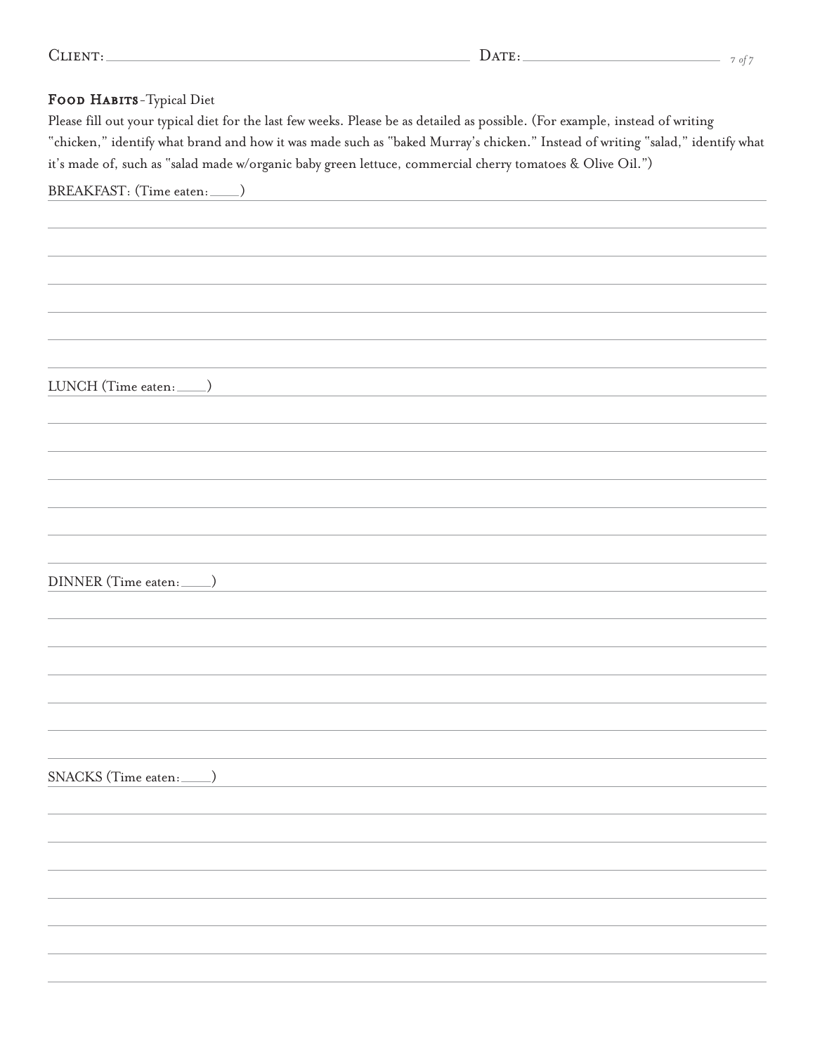Client: ______________________________ Date: ______________________________

**Food Habits**-Typical Diet

Please fill out your typical diet for the last few weeks. Please be as detailed as possible. (For example, instead of writing "chicken," identify what brand and how it was made such as "baked Murray's chicken." Instead of writing "salad," identify what it's made of, such as "salad made w/organic baby green lettuce, commercial cherry tomatoes & Olive Oil.")

BREAKFAST: (Time eaten: ____)

LUNCH (Time eaten: ____)

DINNER (Time eaten: ____)

SNACKS (Time eaten: ____)